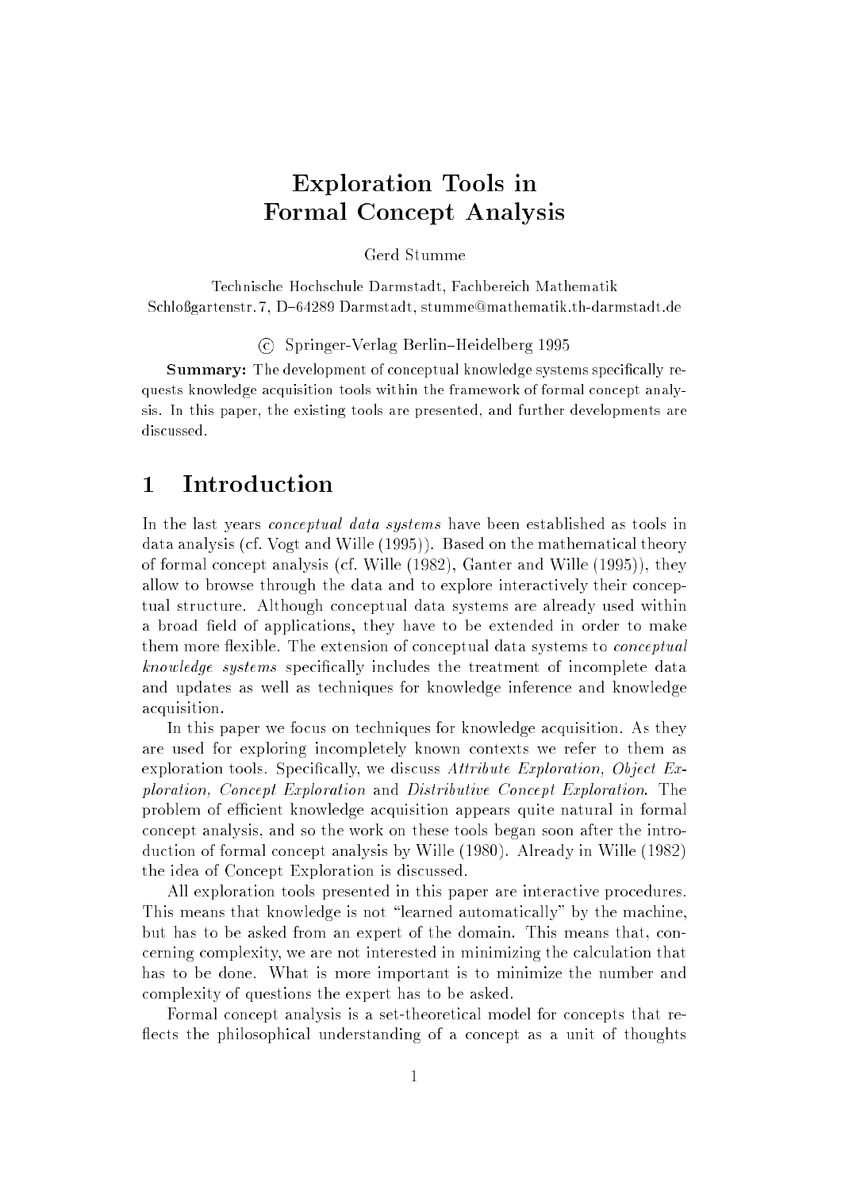# Exploration Tools in Formal Concept Analysis

Gerd Stumme

Technische Hochschule Darmstadt, Fachbereich Mathematik
Schloßgartenstr. 7, D–64289 Darmstadt, stumme@mathematik.th-darmstadt.de

© Springer-Verlag Berlin–Heidelberg 1995

**Summary:** The development of conceptual knowledge systems specifically requests knowledge acquisition tools within the framework of formal concept analysis. In this paper, the existing tools are presented, and further developments are discussed.

## 1 Introduction

In the last years *conceptual data systems* have been established as tools in data analysis (cf. Vogt and Wille (1995)). Based on the mathematical theory of formal concept analysis (cf. Wille (1982), Ganter and Wille (1995)), they allow to browse through the data and to explore interactively their conceptual structure. Although conceptual data systems are already used within a broad field of applications, they have to be extended in order to make them more flexible. The extension of conceptual data systems to *conceptual knowledge systems* specifically includes the treatment of incomplete data and updates as well as techniques for knowledge inference and knowledge acquisition.

In this paper we focus on techniques for knowledge acquisition. As they are used for exploring incompletely known contexts we refer to them as exploration tools. Specifically, we discuss *Attribute Exploration, Object Exploration, Concept Exploration* and *Distributive Concept Exploration*. The problem of efficient knowledge acquisition appears quite natural in formal concept analysis, and so the work on these tools began soon after the introduction of formal concept analysis by Wille (1980). Already in Wille (1982) the idea of Concept Exploration is discussed.

All exploration tools presented in this paper are interactive procedures. This means that knowledge is not "learned automatically" by the machine, but has to be asked from an expert of the domain. This means that, concerning complexity, we are not interested in minimizing the calculation that has to be done. What is more important is to minimize the number and complexity of questions the expert has to be asked.

Formal concept analysis is a set-theoretical model for concepts that reflects the philosophical understanding of a concept as a unit of thoughts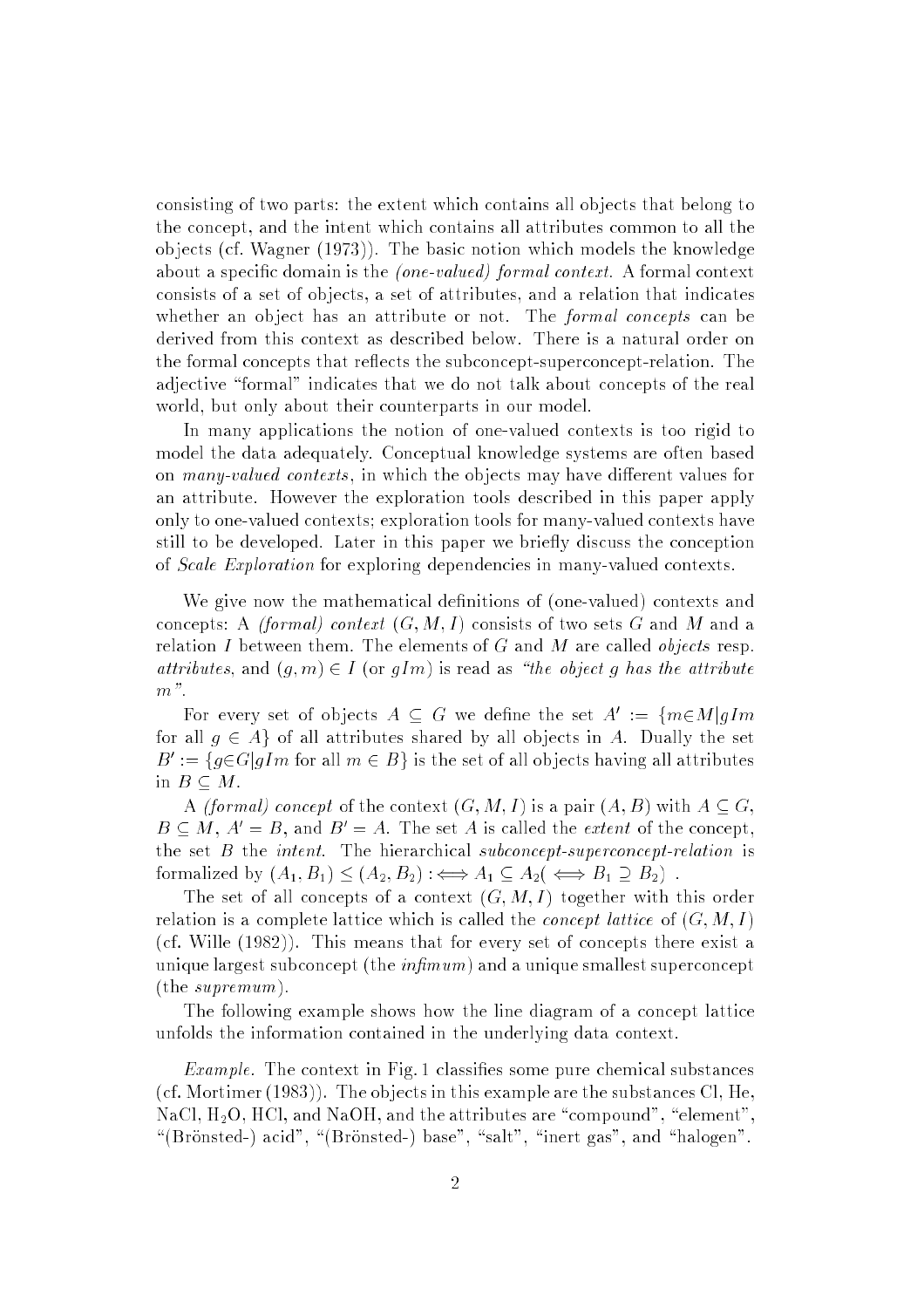consisting of two parts: the extent which contains all objects that belong to the concept, and the intent which contains all attributes common to all the objects (cf. Wagner (1973)). The basic notion which models the knowledge about a specific domain is the *(one-valued) formal context.* A formal context consists of a set of objects, a set of attributes, and a relation that indicates whether an object has an attribute or not. The *formal concepts* can be derived from this context as described below. There is a natural order on the formal concepts that reflects the subconcept-superconcept-relation. The adjective "formal" indicates that we do not talk about concepts of the real world, but only about their counterparts in our model.

In many applications the notion of one-valued contexts is too rigid to model the data adequately. Conceptual knowledge systems are often based on *many-valued contexts*, in which the objects may have different values for an attribute. However the exploration tools described in this paper apply only to one-valued contexts; exploration tools for many-valued contexts have still to be developed. Later in this paper we briefly discuss the conception of *Scale Exploration* for exploring dependencies in many-valued contexts.

We give now the mathematical definitions of (one-valued) contexts and concepts: A *(formal) context* $(G, M, I)$ consists of two sets $G$ and $M$ and a relation $I$ between them. The elements of $G$ and $M$ are called *objects* resp. *attributes*, and $(g, m) \in I$ (or $gIm$) is read as *"the object g has the attribute m"*.

For every set of objects $A \subseteq G$ we define the set $A' := \{m \in M | gIm$ for all $g \in A\}$ of all attributes shared by all objects in $A$. Dually the set $B' := \{g \in G | gIm$ for all $m \in B\}$ is the set of all objects having all attributes in $B \subseteq M$.

A *(formal) concept* of the context $(G, M, I)$ is a pair $(A, B)$ with $A \subseteq G$, $B \subseteq M$, $A' = B$, and $B' = A$. The set $A$ is called the *extent* of the concept, the set $B$ the *intent*. The hierarchical *subconcept-superconcept-relation* is formalized by $(A_1, B_1) \leq (A_2, B_2) :\Longleftrightarrow A_1 \subseteq A_2 (\Longleftrightarrow B_1 \supseteq B_2)$ .

The set of all concepts of a context $(G, M, I)$ together with this order relation is a complete lattice which is called the *concept lattice* of $(G, M, I)$ (cf. Wille (1982)). This means that for every set of concepts there exist a unique largest subconcept (the *infimum*) and a unique smallest superconcept (the *supremum*).

The following example shows how the line diagram of a concept lattice unfolds the information contained in the underlying data context.

*Example.* The context in Fig. 1 classifies some pure chemical substances (cf. Mortimer (1983)). The objects in this example are the substances Cl, He, NaCl, $H_2O$, HCl, and NaOH, and the attributes are "compound", "element", "(Brönsted-) acid", "(Brönsted-) base", "salt", "inert gas", and "halogen".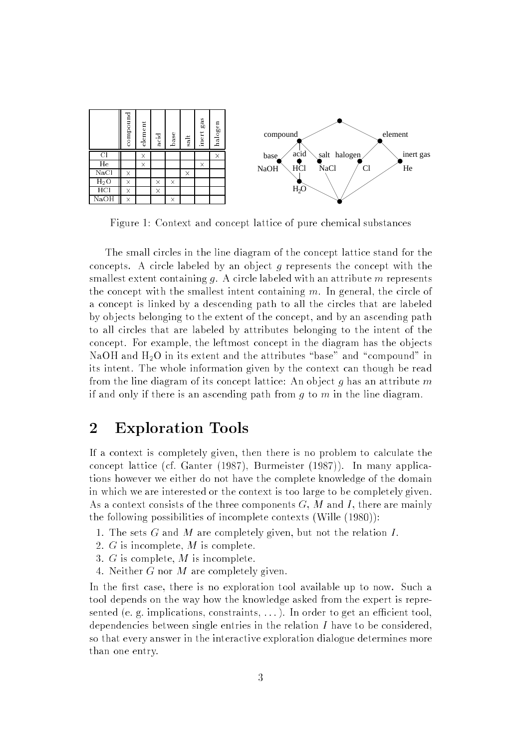|  | compound | element | acid | base | salt | inert gas | halogen |
|---|---|---|---|---|---|---|---|
| Cl |  | × |  |  |  |  | × |
| He |  | × |  |  |  | × |  |
| NaCl | × |  |  |  | × |  |  |
| $H_2O$ | × |  | × | × |  |  |  |
| HCl | × |  | × |  |  |  |  |
| NaOH | × |  |  | × |  |  |  |

Figure 1: Context and concept lattice of pure chemical substances

The small circles in the line diagram of the concept lattice stand for the concepts. A circle labeled by an object $g$ represents the concept with the smallest extent containing $g$. A circle labeled with an attribute $m$ represents the concept with the smallest intent containing $m$. In general, the circle of a concept is linked by a descending path to all the circles that are labeled by objects belonging to the extent of the concept, and by an ascending path to all circles that are labeled by attributes belonging to the intent of the concept. For example, the leftmost concept in the diagram has the objects NaOH and $H_2O$ in its extent and the attributes "base" and "compound" in its intent. The whole information given by the context can though be read from the line diagram of its concept lattice: An object $g$ has an attribute $m$ if and only if there is an ascending path from $g$ to $m$ in the line diagram.

## 2 Exploration Tools

If a context is completely given, then there is no problem to calculate the concept lattice (cf. Ganter (1987), Burmeister (1987)). In many applications however we either do not have the complete knowledge of the domain in which we are interested or the context is too large to be completely given. As a context consists of the three components $G$, $M$ and $I$, there are mainly the following possibilities of incomplete contexts (Wille (1980)):

1. The sets $G$ and $M$ are completely given, but not the relation $I$.
2. $G$ is incomplete, $M$ is complete.
3. $G$ is complete, $M$ is incomplete.
4. Neither $G$ nor $M$ are completely given.

In the first case, there is no exploration tool available up to now. Such a tool depends on the way how the knowledge asked from the expert is represented (e. g. implications, constraints, ...). In order to get an efficient tool, dependencies between single entries in the relation $I$ have to be considered, so that every answer in the interactive exploration dialogue determines more than one entry.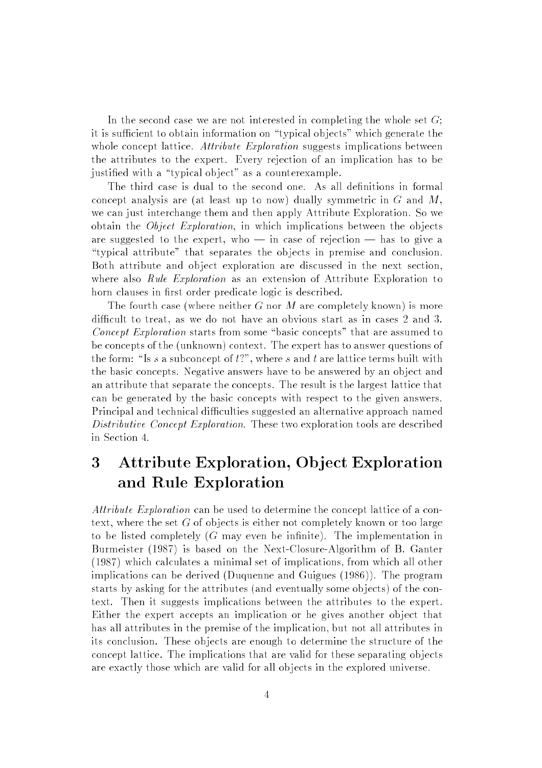In the second case we are not interested in completing the whole set $G$; it is sufficient to obtain information on "typical objects" which generate the whole concept lattice. *Attribute Exploration* suggests implications between the attributes to the expert. Every rejection of an implication has to be justified with a "typical object" as a counterexample.

The third case is dual to the second one. As all definitions in formal concept analysis are (at least up to now) dually symmetric in $G$ and $M$, we can just interchange them and then apply Attribute Exploration. So we obtain the *Object Exploration*, in which implications between the objects are suggested to the expert, who — in case of rejection — has to give a "typical attribute" that separates the objects in premise and conclusion. Both attribute and object exploration are discussed in the next section, where also *Rule Exploration* as an extension of Attribute Exploration to horn clauses in first order predicate logic is described.

The fourth case (where neither $G$ nor $M$ are completely known) is more difficult to treat, as we do not have an obvious start as in cases 2 and 3. *Concept Exploration* starts from some "basic concepts" that are assumed to be concepts of the (unknown) context. The expert has to answer questions of the form: "Is $s$ a subconcept of $t$?", where $s$ and $t$ are lattice terms built with the basic concepts. Negative answers have to be answered by an object and an attribute that separate the concepts. The result is the largest lattice that can be generated by the basic concepts with respect to the given answers. Principal and technical difficulties suggested an alternative approach named *Distributive Concept Exploration*. These two exploration tools are described in Section 4.

# 3 Attribute Exploration, Object Exploration and Rule Exploration

*Attribute Exploration* can be used to determine the concept lattice of a context, where the set $G$ of objects is either not completely known or too large to be listed completely ($G$ may even be infinite). The implementation in Burmeister (1987) is based on the Next-Closure-Algorithm of B. Ganter (1987) which calculates a minimal set of implications, from which all other implications can be derived (Duquenne and Guigues (1986)). The program starts by asking for the attributes (and eventually some objects) of the context. Then it suggests implications between the attributes to the expert. Either the expert accepts an implication or he gives another object that has all attributes in the premise of the implication, but not all attributes in its conclusion. These objects are enough to determine the structure of the concept lattice. The implications that are valid for these separating objects are exactly those which are valid for all objects in the explored universe.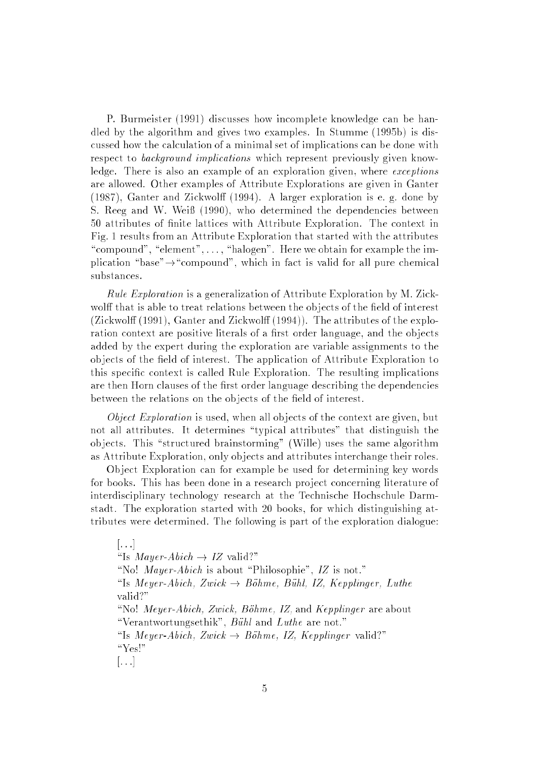P. Burmeister (1991) discusses how incomplete knowledge can be handled by the algorithm and gives two examples. In Stumme (1995b) is discussed how the calculation of a minimal set of implications can be done with respect to *background implications* which represent previously given knowledge. There is also an example of an exploration given, where *exceptions* are allowed. Other examples of Attribute Explorations are given in Ganter (1987), Ganter and Zickwolff (1994). A larger exploration is e. g. done by S. Reeg and W. Weiß (1990), who determined the dependencies between 50 attributes of finite lattices with Attribute Exploration. The context in Fig. 1 results from an Attribute Exploration that started with the attributes "compound", "element", ..., "halogen". Here we obtain for example the implication "base"$\rightarrow$"compound", which in fact is valid for all pure chemical substances.

*Rule Exploration* is a generalization of Attribute Exploration by M. Zickwolff that is able to treat relations between the objects of the field of interest (Zickwolff (1991), Ganter and Zickwolff (1994)). The attributes of the exploration context are positive literals of a first order language, and the objects added by the expert during the exploration are variable assignments to the objects of the field of interest. The application of Attribute Exploration to this specific context is called Rule Exploration. The resulting implications are then Horn clauses of the first order language describing the dependencies between the relations on the objects of the field of interest.

*Object Exploration* is used, when all objects of the context are given, but not all attributes. It determines "typical attributes" that distinguish the objects. This "structured brainstorming" (Wille) uses the same algorithm as Attribute Exploration, only objects and attributes interchange their roles.

Object Exploration can for example be used for determining key words for books. This has been done in a research project concerning literature of interdisciplinary technology research at the Technische Hochschule Darmstadt. The exploration started with 20 books, for which distinguishing attributes were determined. The following is part of the exploration dialogue:

> [...]
> "Is *Mayer-Abich* $\rightarrow$ *IZ* valid?"
> "No! *Mayer-Abich* is about "Philosophie", *IZ* is not."
> "Is *Meyer-Abich, Zwick* $\rightarrow$ *Böhme, Bühl, IZ, Kepplinger, Luthe* valid?"
> "No! *Meyer-Abich, Zwick, Böhme, IZ*, and *Kepplinger* are about "Verantwortungsethik", *Bühl* and *Luthe* are not."
> "Is *Meyer-Abich, Zwick* $\rightarrow$ *Böhme, IZ, Kepplinger* valid?"
> "Yes!"
> [...]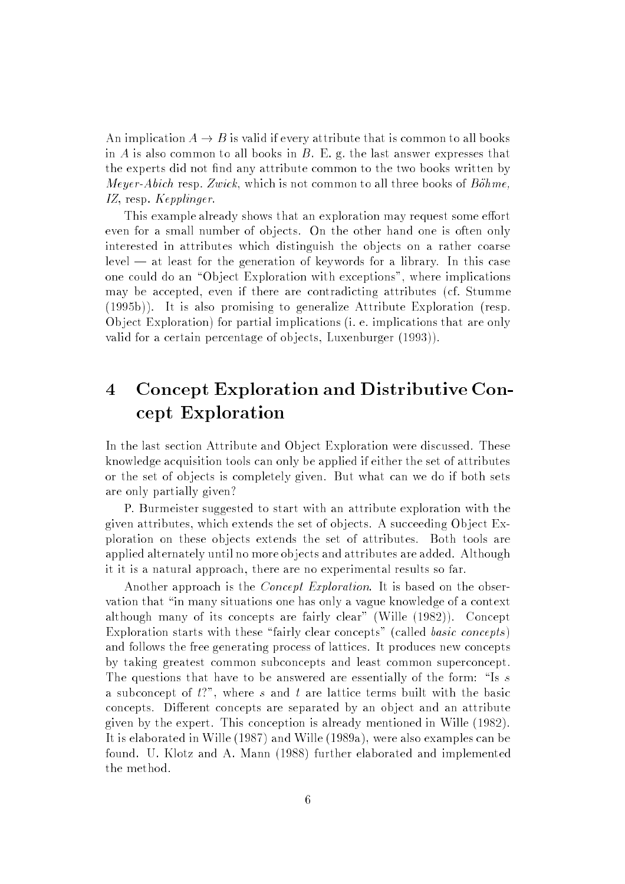An implication $A \to B$ is valid if every attribute that is common to all books in $A$ is also common to all books in $B$. E. g. the last answer expresses that the experts did not find any attribute common to the two books written by *Meyer-Abich* resp. *Zwick*, which is not common to all three books of *Böhme*, *IZ*, resp. *Kepplinger*.

This example already shows that an exploration may request some effort even for a small number of objects. On the other hand one is often only interested in attributes which distinguish the objects on a rather coarse level — at least for the generation of keywords for a library. In this case one could do an "Object Exploration with exceptions", where implications may be accepted, even if there are contradicting attributes (cf. Stumme (1995b)). It is also promising to generalize Attribute Exploration (resp. Object Exploration) for partial implications (i. e. implications that are only valid for a certain percentage of objects, Luxenburger (1993)).

# 4 Concept Exploration and Distributive Concept Exploration

In the last section Attribute and Object Exploration were discussed. These knowledge acquisition tools can only be applied if either the set of attributes or the set of objects is completely given. But what can we do if both sets are only partially given?

P. Burmeister suggested to start with an attribute exploration with the given attributes, which extends the set of objects. A succeeding Object Exploration on these objects extends the set of attributes. Both tools are applied alternately until no more objects and attributes are added. Although it it is a natural approach, there are no experimental results so far.

Another approach is the *Concept Exploration*. It is based on the observation that "in many situations one has only a vague knowledge of a context although many of its concepts are fairly clear" (Wille (1982)). Concept Exploration starts with these "fairly clear concepts" (called *basic concepts*) and follows the free generating process of lattices. It produces new concepts by taking greatest common subconcepts and least common superconcept. The questions that have to be answered are essentially of the form: "Is $s$ a subconcept of $t$?", where $s$ and $t$ are lattice terms built with the basic concepts. Different concepts are separated by an object and an attribute given by the expert. This conception is already mentioned in Wille (1982). It is elaborated in Wille (1987) and Wille (1989a), were also examples can be found. U. Klotz and A. Mann (1988) further elaborated and implemented the method.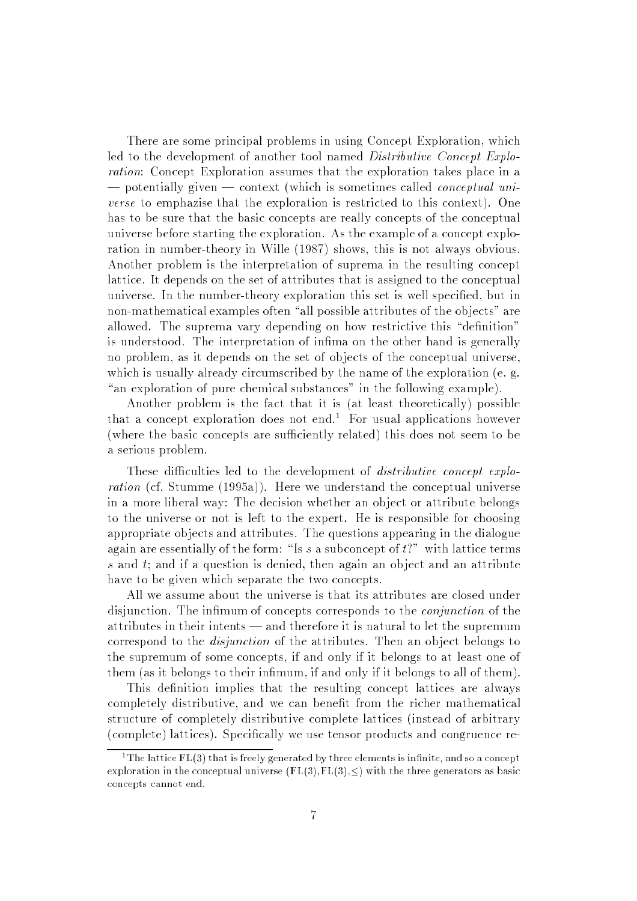There are some principal problems in using Concept Exploration, which led to the development of another tool named *Distributive Concept Exploration*: Concept Exploration assumes that the exploration takes place in a — potentially given — context (which is sometimes called *conceptual universe* to emphazise that the exploration is restricted to this context). One has to be sure that the basic concepts are really concepts of the conceptual universe before starting the exploration. As the example of a concept exploration in number-theory in Wille (1987) shows, this is not always obvious. Another problem is the interpretation of suprema in the resulting concept lattice. It depends on the set of attributes that is assigned to the conceptual universe. In the number-theory exploration this set is well specified, but in non-mathematical examples often "all possible attributes of the objects" are allowed. The suprema vary depending on how restrictive this "definition" is understood. The interpretation of infima on the other hand is generally no problem, as it depends on the set of objects of the conceptual universe, which is usually already circumscribed by the name of the exploration (e. g. "an exploration of pure chemical substances" in the following example).

Another problem is the fact that it is (at least theoretically) possible that a concept exploration does not end.[1] For usual applications however (where the basic concepts are sufficiently related) this does not seem to be a serious problem.

These difficulties led to the development of *distributive concept exploration* (cf. Stumme (1995a)). Here we understand the conceptual universe in a more liberal way: The decision whether an object or attribute belongs to the universe or not is left to the expert. He is responsible for choosing appropriate objects and attributes. The questions appearing in the dialogue again are essentially of the form: "Is $s$ a subconcept of $t$?" with lattice terms $s$ and $t$; and if a question is denied, then again an object and an attribute have to be given which separate the two concepts.

All we assume about the universe is that its attributes are closed under disjunction. The infimum of concepts corresponds to the *conjunction* of the attributes in their intents — and therefore it is natural to let the supremum correspond to the *disjunction* of the attributes. Then an object belongs to the supremum of some concepts, if and only if it belongs to at least one of them (as it belongs to their infimum, if and only if it belongs to all of them).

This definition implies that the resulting concept lattices are always completely distributive, and we can benefit from the richer mathematical structure of completely distributive complete lattices (instead of arbitrary (complete) lattices). Specifically we use tensor products and congruence re-

[1] The lattice FL(3) that is freely generated by three elements is infinite, and so a concept exploration in the conceptual universe (FL(3),FL(3),$\leq$) with the three generators as basic concepts cannot end.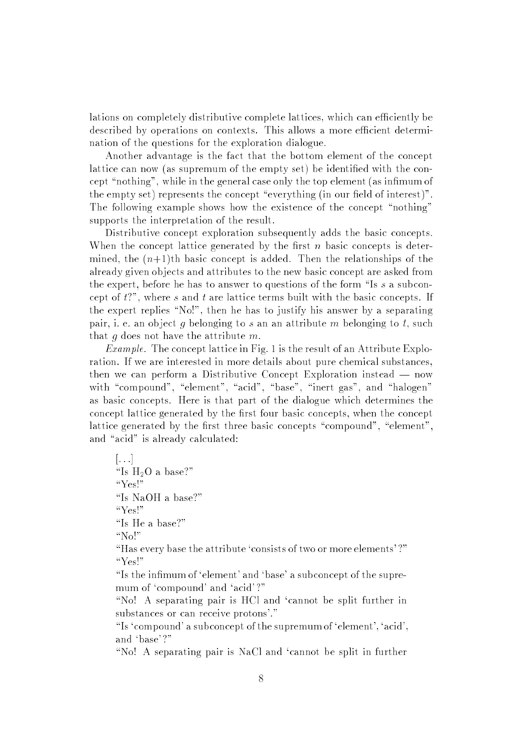lations on completely distributive complete lattices, which can efficiently be described by operations on contexts. This allows a more efficient determination of the questions for the exploration dialogue.

Another advantage is the fact that the bottom element of the concept lattice can now (as supremum of the empty set) be identified with the concept "nothing", while in the general case only the top element (as infimum of the empty set) represents the concept "everything (in our field of interest)". The following example shows how the existence of the concept "nothing" supports the interpretation of the result.

Distributive concept exploration subsequently adds the basic concepts. When the concept lattice generated by the first $n$ basic concepts is determined, the $(n+1)$th basic concept is added. Then the relationships of the already given objects and attributes to the new basic concept are asked from the expert, before he has to answer to questions of the form "Is $s$ a subconcept of $t$?", where $s$ and $t$ are lattice terms built with the basic concepts. If the expert replies "No!", then he has to justify his answer by a separating pair, i. e. an object $g$ belonging to $s$ an an attribute $m$ belonging to $t$, such that $g$ does not have the attribute $m$.

*Example.* The concept lattice in Fig. 1 is the result of an Attribute Exploration. If we are interested in more details about pure chemical substances, then we can perform a Distributive Concept Exploration instead — now with "compound", "element", "acid", "base", "inert gas", and "halogen" as basic concepts. Here is that part of the dialogue which determines the concept lattice generated by the first four basic concepts, when the concept lattice generated by the first three basic concepts "compound", "element", and "acid" is already calculated:

> [...]
> "Is $H_2O$ a base?"
> "Yes!"
> "Is NaOH a base?"
> "Yes!"
> "Is He a base?"
> "No!"
> "Has every base the attribute 'consists of two or more elements'?"
> "Yes!"
> "Is the infimum of 'element' and 'base' a subconcept of the supremum of 'compound' and 'acid'?"
> "No! A separating pair is HCl and 'cannot be split further in substances or can receive protons'."
> "Is 'compound' a subconcept of the supremum of 'element', 'acid', and 'base'?"
> "No! A separating pair is NaCl and 'cannot be split in further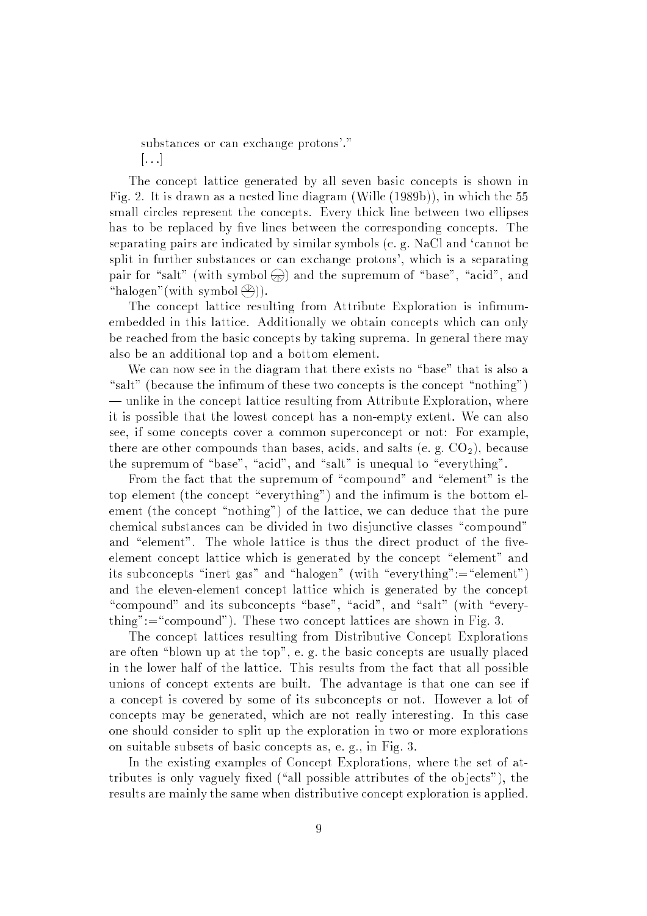substances or can exchange protons'."

[...]

The concept lattice generated by all seven basic concepts is shown in Fig. 2. It is drawn as a nested line diagram (Wille (1989b)), in which the 55 small circles represent the concepts. Every thick line between two ellipses has to be replaced by five lines between the corresponding concepts. The separating pairs are indicated by similar symbols (e. g. NaCl and 'cannot be split in further substances or can exchange protons', which is a separating pair for "salt" (with symbol ⊖) and the supremum of "base", "acid", and "halogen"(with symbol ⊕)).

The concept lattice resulting from Attribute Exploration is infimum-embedded in this lattice. Additionally we obtain concepts which can only be reached from the basic concepts by taking suprema. In general there may also be an additional top and a bottom element.

We can now see in the diagram that there exists no "base" that is also a "salt" (because the infimum of these two concepts is the concept "nothing") — unlike in the concept lattice resulting from Attribute Exploration, where it is possible that the lowest concept has a non-empty extent. We can also see, if some concepts cover a common superconcept or not: For example, there are other compounds than bases, acids, and salts (e. g. $CO_2$), because the supremum of "base", "acid", and "salt" is unequal to "everything".

From the fact that the supremum of "compound" and "element" is the top element (the concept "everything") and the infimum is the bottom element (the concept "nothing") of the lattice, we can deduce that the pure chemical substances can be divided in two disjunctive classes "compound" and "element". The whole lattice is thus the direct product of the five-element concept lattice which is generated by the concept "element" and its subconcepts "inert gas" and "halogen" (with "everything":="element") and the eleven-element concept lattice which is generated by the concept "compound" and its subconcepts "base", "acid", and "salt" (with "everything":="compound"). These two concept lattices are shown in Fig. 3.

The concept lattices resulting from Distributive Concept Explorations are often "blown up at the top", e. g. the basic concepts are usually placed in the lower half of the lattice. This results from the fact that all possible unions of concept extents are built. The advantage is that one can see if a concept is covered by some of its subconcepts or not. However a lot of concepts may be generated, which are not really interesting. In this case one should consider to split up the exploration in two or more explorations on suitable subsets of basic concepts as, e. g., in Fig. 3.

In the existing examples of Concept Explorations, where the set of attributes is only vaguely fixed ("all possible attributes of the objects"), the results are mainly the same when distributive concept exploration is applied.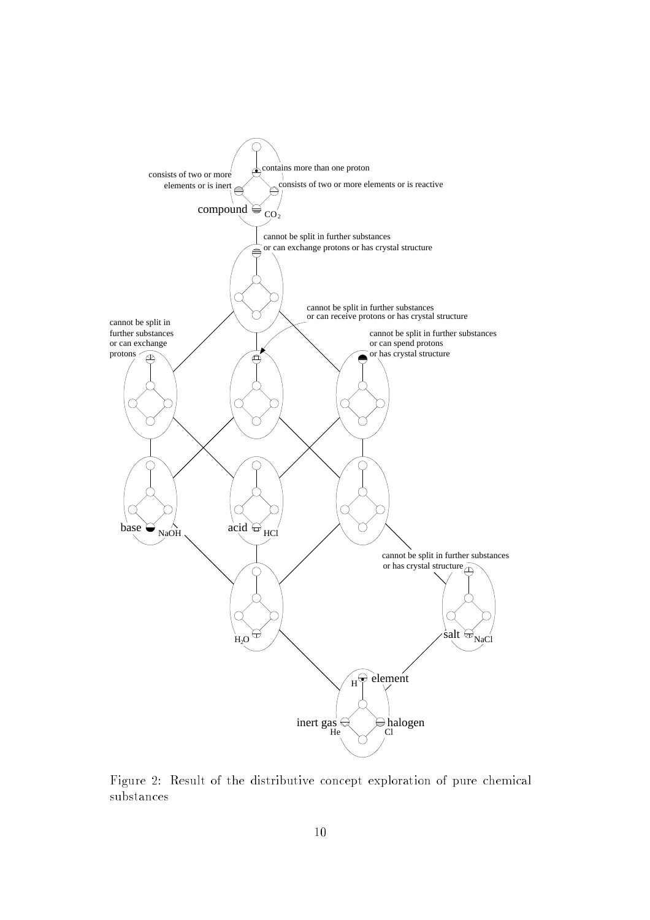Figure 2: Result of the distributive concept exploration of pure chemical substances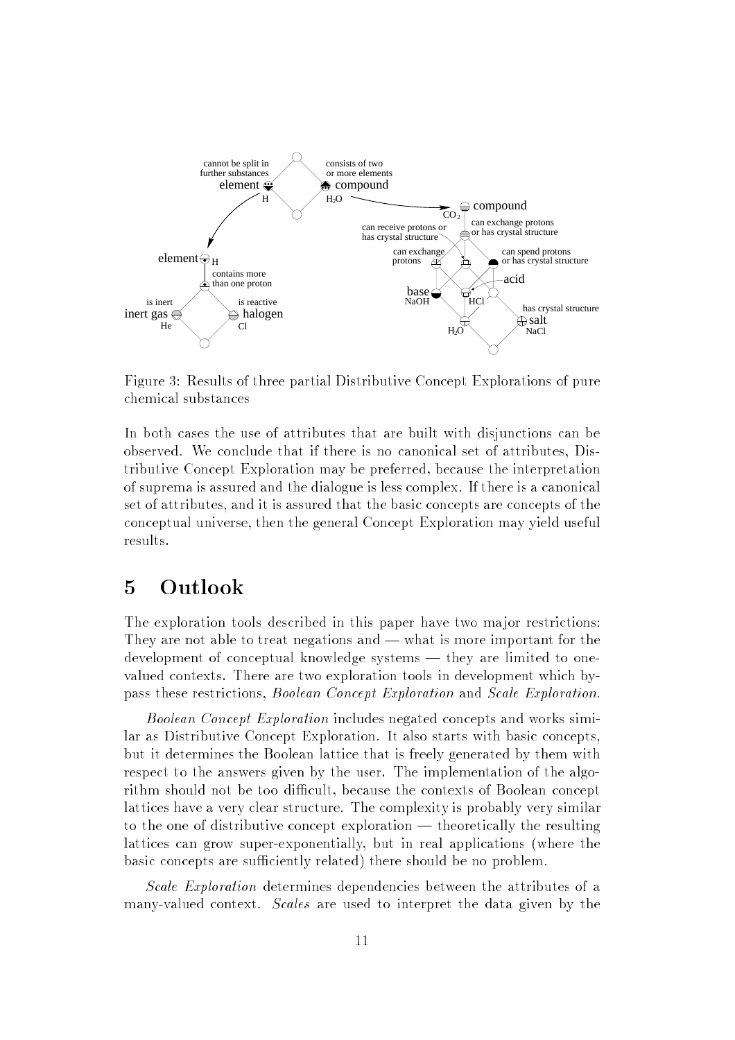Figure 3: Results of three partial Distributive Concept Explorations of pure chemical substances

In both cases the use of attributes that are built with disjunctions can be observed. We conclude that if there is no canonical set of attributes, Distributive Concept Exploration may be preferred, because the interpretation of suprema is assured and the dialogue is less complex. If there is a canonical set of attributes, and it is assured that the basic concepts are concepts of the conceptual universe, then the general Concept Exploration may yield useful results.

# 5 Outlook

The exploration tools described in this paper have two major restrictions: They are not able to treat negations and — what is more important for the development of conceptual knowledge systems — they are limited to one-valued contexts. There are two exploration tools in development which bypass these restrictions, *Boolean Concept Exploration* and *Scale Exploration*.

*Boolean Concept Exploration* includes negated concepts and works similar as Distributive Concept Exploration. It also starts with basic concepts, but it determines the Boolean lattice that is freely generated by them with respect to the answers given by the user. The implementation of the algorithm should not be too difficult, because the contexts of Boolean concept lattices have a very clear structure. The complexity is probably very similar to the one of distributive concept exploration — theoretically the resulting lattices can grow super-exponentially, but in real applications (where the basic concepts are sufficiently related) there should be no problem.

*Scale Exploration* determines dependencies between the attributes of a many-valued context. *Scales* are used to interpret the data given by the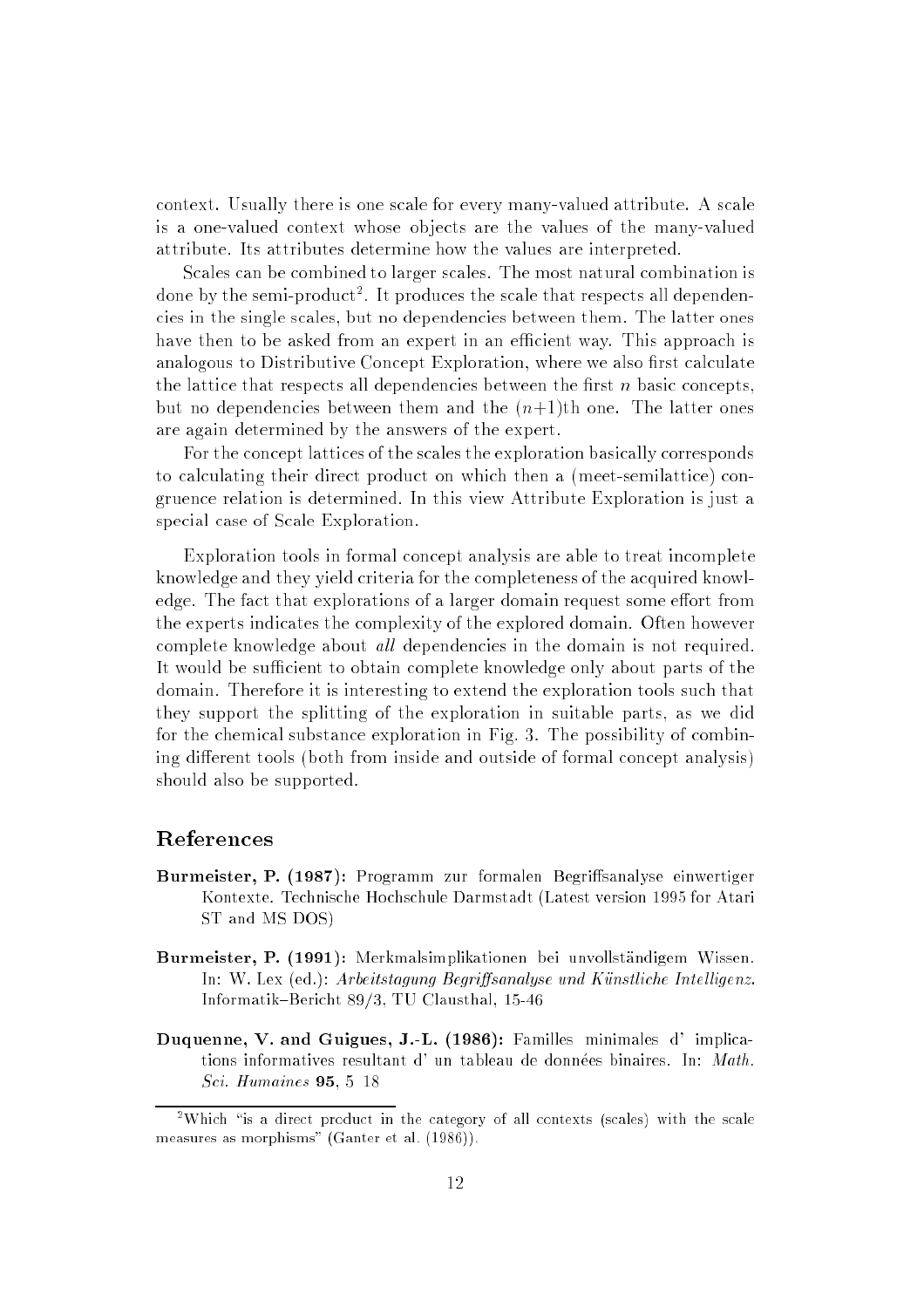context. Usually there is one scale for every many-valued attribute. A scale is a one-valued context whose objects are the values of the many-valued attribute. Its attributes determine how the values are interpreted.

Scales can be combined to larger scales. The most natural combination is done by the semi-product[2]. It produces the scale that respects all dependencies in the single scales, but no dependencies between them. The latter ones have then to be asked from an expert in an efficient way. This approach is analogous to Distributive Concept Exploration, where we also first calculate the lattice that respects all dependencies between the first $n$ basic concepts, but no dependencies between them and the $(n+1)$th one. The latter ones are again determined by the answers of the expert.

For the concept lattices of the scales the exploration basically corresponds to calculating their direct product on which then a (meet-semilattice) congruence relation is determined. In this view Attribute Exploration is just a special case of Scale Exploration.

Exploration tools in formal concept analysis are able to treat incomplete knowledge and they yield criteria for the completeness of the acquired knowledge. The fact that explorations of a larger domain request some effort from the experts indicates the complexity of the explored domain. Often however complete knowledge about *all* dependencies in the domain is not required. It would be sufficient to obtain complete knowledge only about parts of the domain. Therefore it is interesting to extend the exploration tools such that they support the splitting of the exploration in suitable parts, as we did for the chemical substance exploration in Fig. 3. The possibility of combining different tools (both from inside and outside of formal concept analysis) should also be supported.

## References

**Burmeister, P. (1987):** Programm zur formalen Begriffsanalyse einwertiger Kontexte. Technische Hochschule Darmstadt (Latest version 1995 for Atari ST and MS DOS)

**Burmeister, P. (1991):** Merkmalsimplikationen bei unvollständigem Wissen. In: W. Lex (ed.): *Arbeitstagung Begriffsanalyse und Künstliche Intelligenz*. Informatik–Bericht 89/3, TU Clausthal, 15-46

**Duquenne, V. and Guigues, J.-L. (1986):** Familles minimales d' implications informatives resultant d' un tableau de données binaires. In: *Math. Sci. Humaines* **95**, 5 18

[2]Which "is a direct product in the category of all contexts (scales) with the scale measures as morphisms" (Ganter et al. (1986)).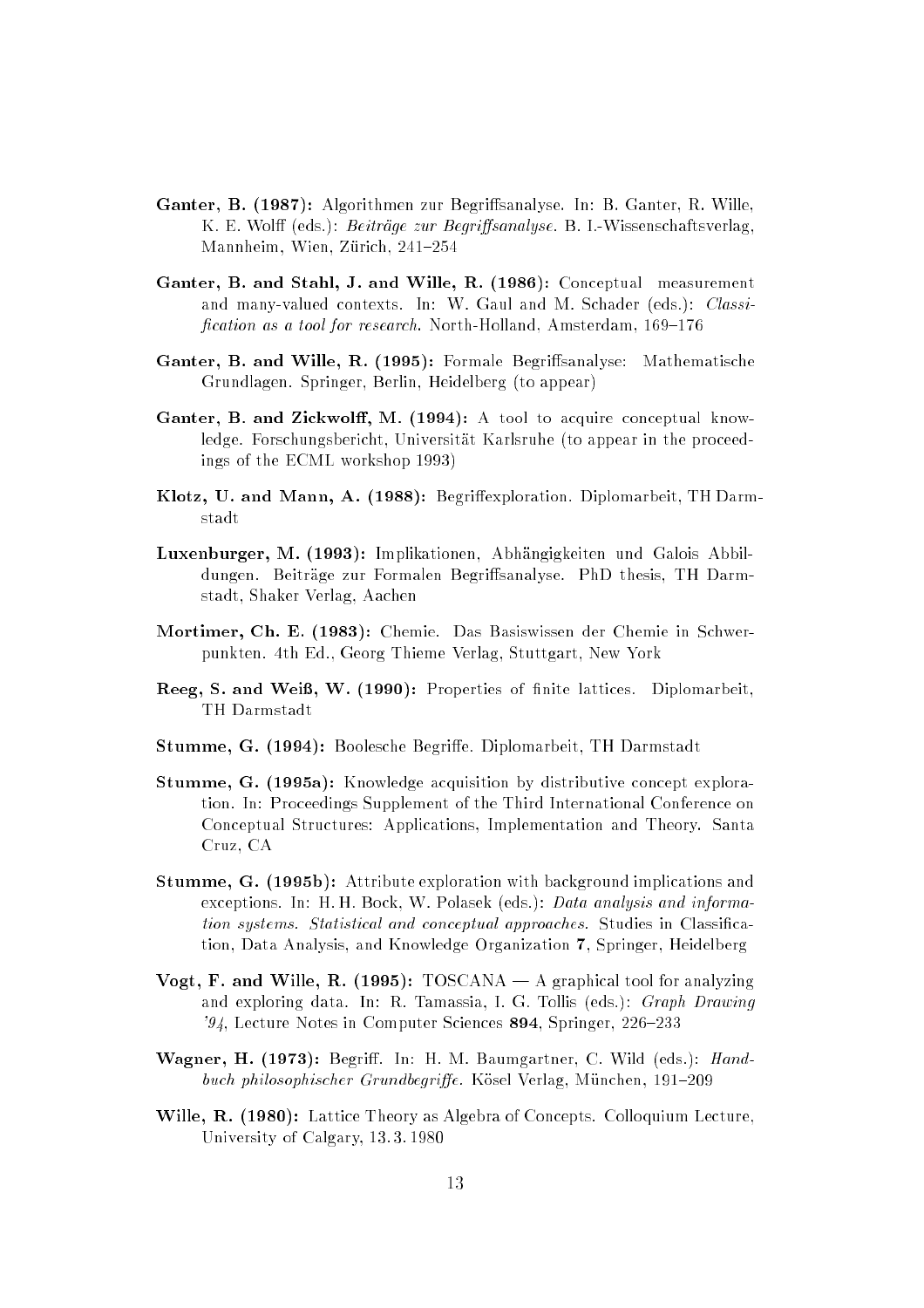**Ganter, B. (1987):** Algorithmen zur Begriffsanalyse. In: B. Ganter, R. Wille, K. E. Wolff (eds.): *Beiträge zur Begriffsanalyse*. B. I.-Wissenschaftsverlag, Mannheim, Wien, Zürich, 241–254

**Ganter, B. and Stahl, J. and Wille, R. (1986):** Conceptual measurement and many-valued contexts. In: W. Gaul and M. Schader (eds.): *Classification as a tool for research*. North-Holland, Amsterdam, 169–176

**Ganter, B. and Wille, R. (1995):** Formale Begriffsanalyse: Mathematische Grundlagen. Springer, Berlin, Heidelberg (to appear)

**Ganter, B. and Zickwolff, M. (1994):** A tool to acquire conceptual knowledge. Forschungsbericht, Universität Karlsruhe (to appear in the proceedings of the ECML workshop 1993)

**Klotz, U. and Mann, A. (1988):** Begriffexploration. Diplomarbeit, TH Darmstadt

**Luxenburger, M. (1993):** Implikationen, Abhängigkeiten und Galois Abbildungen. Beiträge zur Formalen Begriffsanalyse. PhD thesis, TH Darmstadt, Shaker Verlag, Aachen

**Mortimer, Ch. E. (1983):** Chemie. Das Basiswissen der Chemie in Schwerpunkten. 4th Ed., Georg Thieme Verlag, Stuttgart, New York

**Reeg, S. and Weiß, W. (1990):** Properties of finite lattices. Diplomarbeit, TH Darmstadt

**Stumme, G. (1994):** Boolesche Begriffe. Diplomarbeit, TH Darmstadt

**Stumme, G. (1995a):** Knowledge acquisition by distributive concept exploration. In: Proceedings Supplement of the Third International Conference on Conceptual Structures: Applications, Implementation and Theory. Santa Cruz, CA

**Stumme, G. (1995b):** Attribute exploration with background implications and exceptions. In: H. H. Bock, W. Polasek (eds.): *Data analysis and information systems. Statistical and conceptual approaches.* Studies in Classification, Data Analysis, and Knowledge Organization **7**, Springer, Heidelberg

**Vogt, F. and Wille, R. (1995):** TOSCANA — A graphical tool for analyzing and exploring data. In: R. Tamassia, I. G. Tollis (eds.): *Graph Drawing '94*, Lecture Notes in Computer Sciences **894**, Springer, 226–233

**Wagner, H. (1973):** Begriff. In: H. M. Baumgartner, C. Wild (eds.): *Handbuch philosophischer Grundbegriffe*. Kösel Verlag, München, 191–209

**Wille, R. (1980):** Lattice Theory as Algebra of Concepts. Colloquium Lecture, University of Calgary, 13. 3. 1980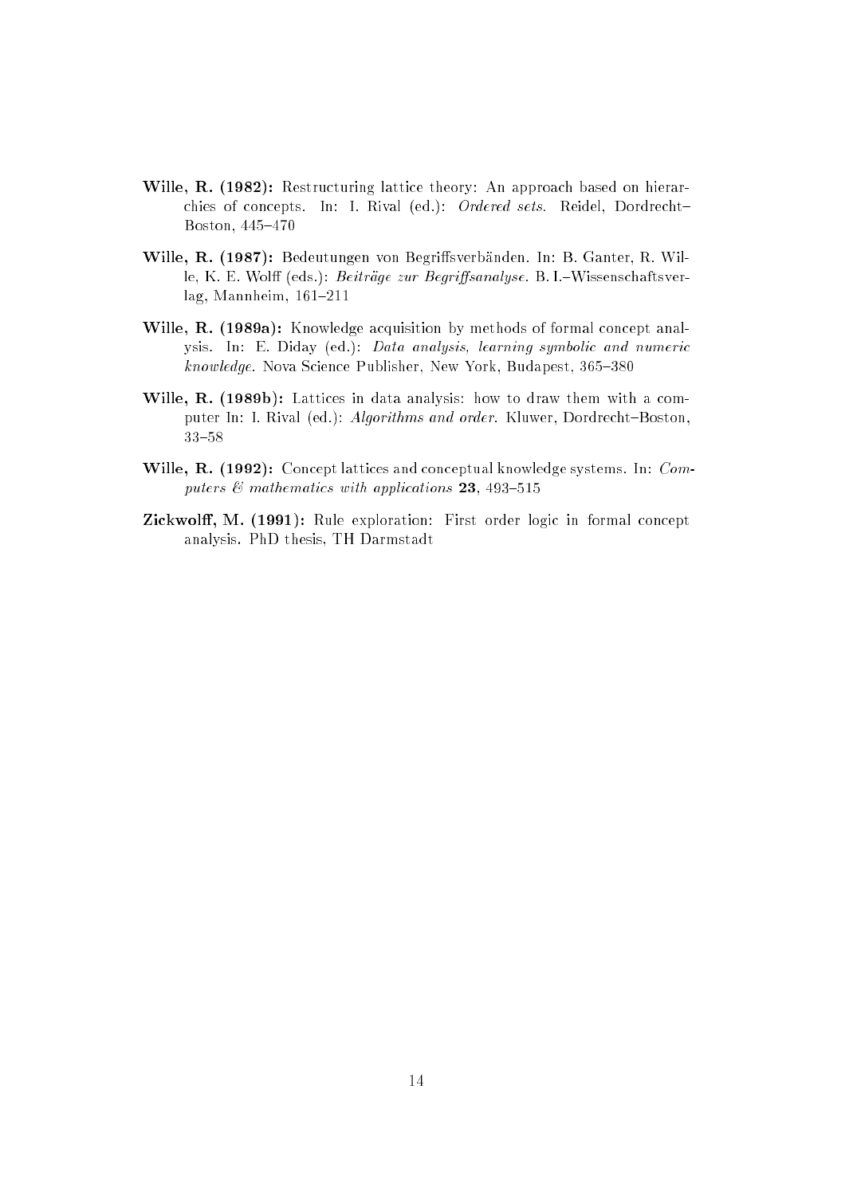**Wille, R. (1982):** Restructuring lattice theory: An approach based on hierarchies of concepts. In: I. Rival (ed.): *Ordered sets.* Reidel, Dordrecht–Boston, 445–470

**Wille, R. (1987):** Bedeutungen von Begriffsverbänden. In: B. Ganter, R. Wille, K. E. Wolff (eds.): *Beiträge zur Begriffsanalyse.* B. I.–Wissenschaftsverlag, Mannheim, 161–211

**Wille, R. (1989a):** Knowledge acquisition by methods of formal concept analysis. In: E. Diday (ed.): *Data analysis, learning symbolic and numeric knowledge.* Nova Science Publisher, New York, Budapest, 365–380

**Wille, R. (1989b):** Lattices in data analysis: how to draw them with a computer In: I. Rival (ed.): *Algorithms and order.* Kluwer, Dordrecht–Boston, 33–58

**Wille, R. (1992):** Concept lattices and conceptual knowledge systems. In: *Computers & mathematics with applications* **23**, 493–515

**Zickwolff, M. (1991):** Rule exploration: First order logic in formal concept analysis. PhD thesis, TH Darmstadt